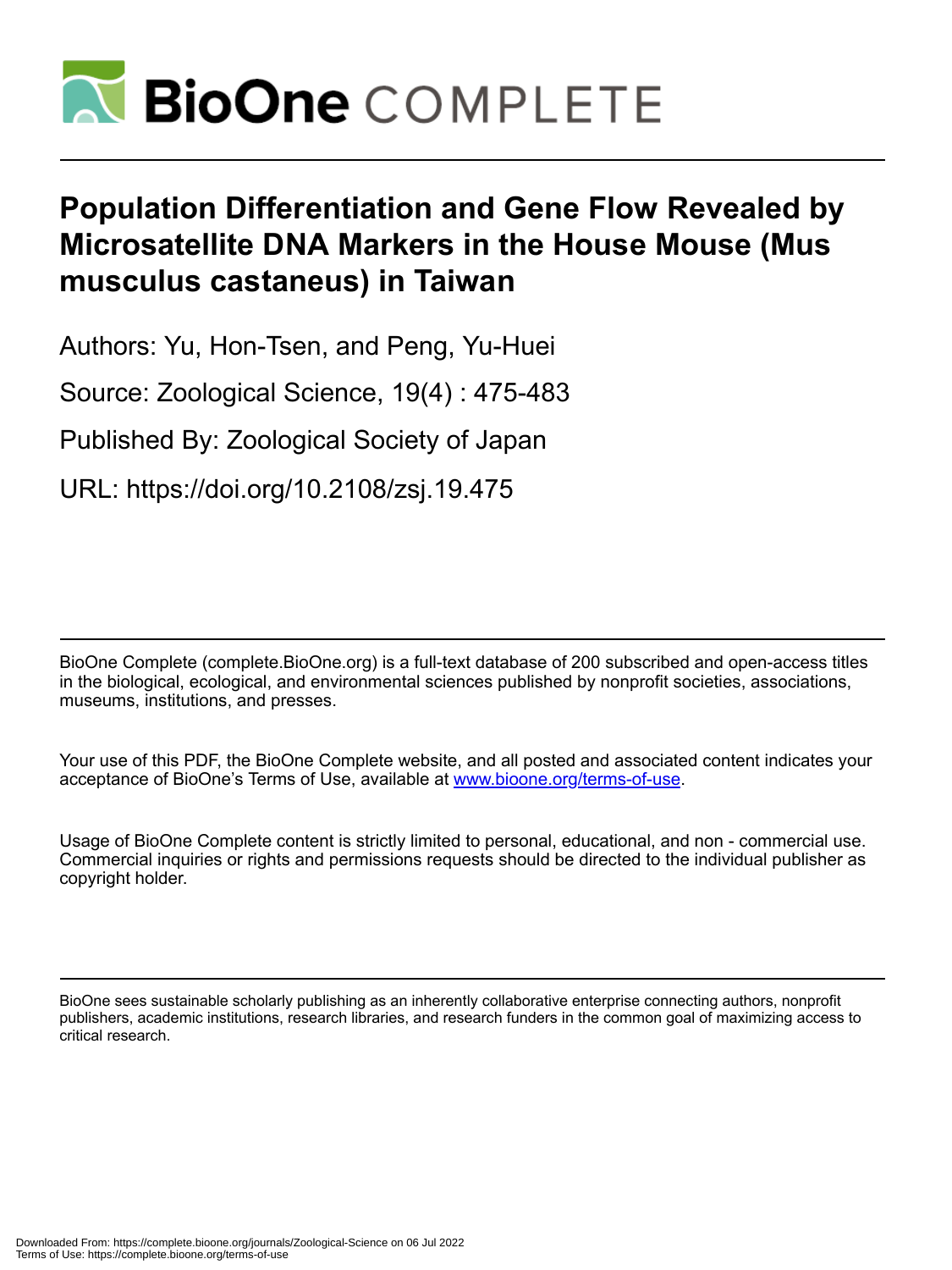# Population Differentiation and Gene Flow Revealed by Microsatellite DNA Markers in the House Mouse (Mus musculus castaneus) in Taiwan

Authors: Yu, Hon-Tsen, and Peng, Yu-Huei

Source: Zoological Science, 19(4) : 475-483

Published By: Zoological Society of Japan

URL: https://doi.org/10.2108/zsj.19.475

BioOne Complete (complete.BioOne.org) is a full-text database of 200 subscribed and open-access titles in the biological, ecological, and environmental sciences published by nonprofit societies, associations, museums, institutions, and presses.

Your use of this PDF, the BioOne Complete website, and all posted and associated content indicates your acceptance of BioOne's Terms of Use, available at www.bioone.org/terms-of-use.

Usage of BioOne Complete content is strictly limited to personal, educational, and non - commercial use. Commercial inquiries or rights and permissions requests should be directed to the individual publisher as copyright holder.

BioOne sees sustainable scholarly publishing as an inherently collaborative enterprise connecting authors, nonprofit publishers, academic institutions, research libraries, and research funders in the common goal of maximizing access to critical research.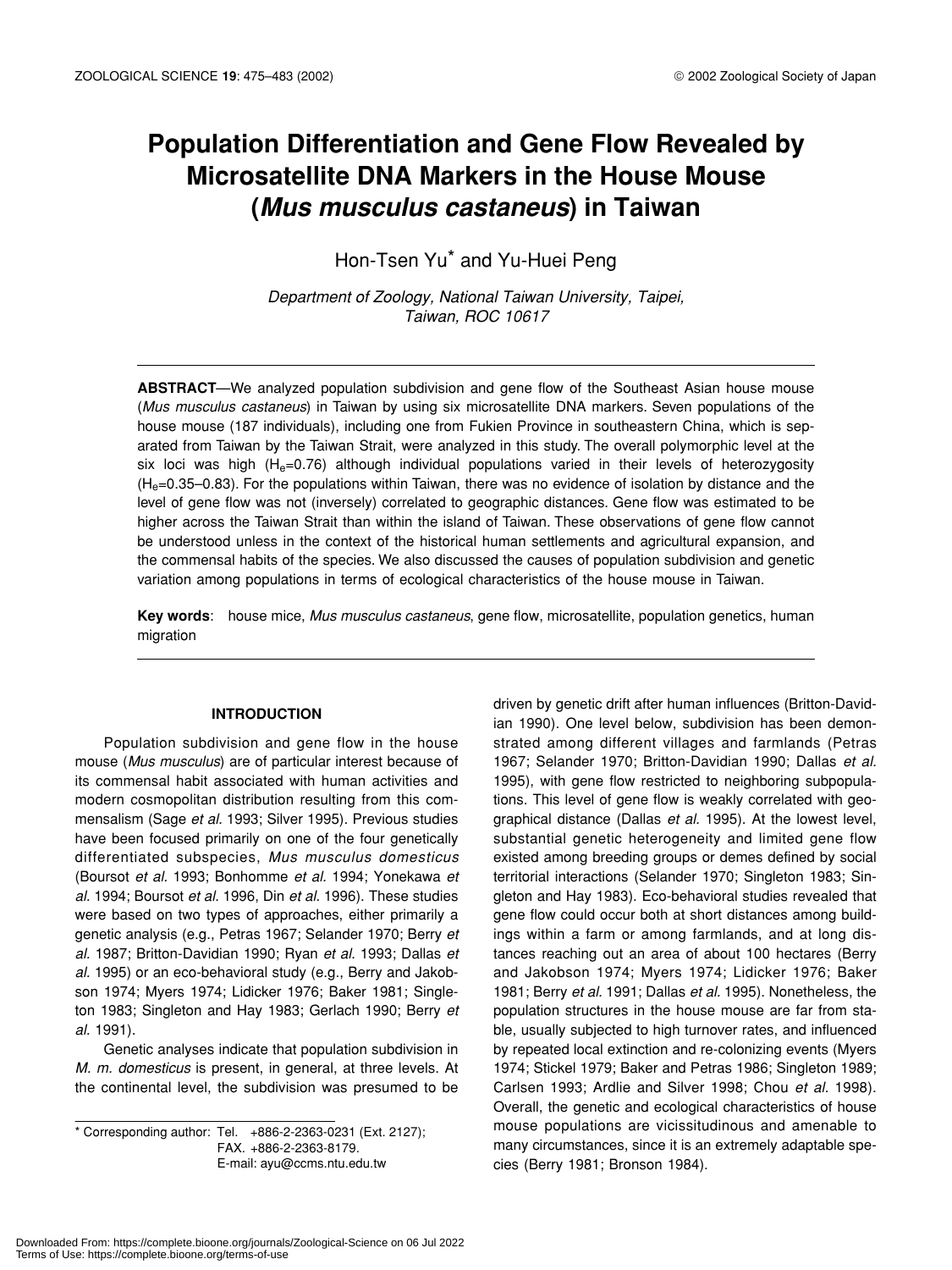# Population Differentiation and Gene Flow Revealed by Microsatellite DNA Markers in the House Mouse (*Mus musculus castaneus*) in Taiwan

Hon-Tsen Yu* and Yu-Huei Peng

*Department of Zoology, National Taiwan University, Taipei, Taiwan, ROC 10617*

**ABSTRACT**—We analyzed population subdivision and gene flow of the Southeast Asian house mouse (*Mus musculus castaneus*) in Taiwan by using six microsatellite DNA markers. Seven populations of the house mouse (187 individuals), including one from Fukien Province in southeastern China, which is separated from Taiwan by the Taiwan Strait, were analyzed in this study. The overall polymorphic level at the six loci was high ($H_e$=0.76) although individual populations varied in their levels of heterozygosity ($H_e$=0.35–0.83). For the populations within Taiwan, there was no evidence of isolation by distance and the level of gene flow was not (inversely) correlated to geographic distances. Gene flow was estimated to be higher across the Taiwan Strait than within the island of Taiwan. These observations of gene flow cannot be understood unless in the context of the historical human settlements and agricultural expansion, and the commensal habits of the species. We also discussed the causes of population subdivision and genetic variation among populations in terms of ecological characteristics of the house mouse in Taiwan.

**Key words**: house mice, *Mus musculus castaneus*, gene flow, microsatellite, population genetics, human migration

## INTRODUCTION

Population subdivision and gene flow in the house mouse (*Mus musculus*) are of particular interest because of its commensal habit associated with human activities and modern cosmopolitan distribution resulting from this commensalism (Sage *et al.* 1993; Silver 1995). Previous studies have been focused primarily on one of the four genetically differentiated subspecies, *Mus musculus domesticus* (Boursot *et al.* 1993; Bonhomme *et al.* 1994; Yonekawa *et al.* 1994; Boursot *et al.* 1996, Din *et al.* 1996). These studies were based on two types of approaches, either primarily a genetic analysis (e.g., Petras 1967; Selander 1970; Berry *et al.* 1987; Britton-Davidian 1990; Ryan *et al.* 1993; Dallas *et al.* 1995) or an eco-behavioral study (e.g., Berry and Jakobson 1974; Myers 1974; Lidicker 1976; Baker 1981; Singleton 1983; Singleton and Hay 1983; Gerlach 1990; Berry *et al.* 1991).

Genetic analyses indicate that population subdivision in *M. m. domesticus* is present, in general, at three levels. At the continental level, the subdivision was presumed to be driven by genetic drift after human influences (Britton-Davidian 1990). One level below, subdivision has been demonstrated among different villages and farmlands (Petras 1967; Selander 1970; Britton-Davidian 1990; Dallas *et al.* 1995), with gene flow restricted to neighboring subpopulations. This level of gene flow is weakly correlated with geographical distance (Dallas *et al.* 1995). At the lowest level, substantial genetic heterogeneity and limited gene flow existed among breeding groups or demes defined by social territorial interactions (Selander 1970; Singleton 1983; Singleton and Hay 1983). Eco-behavioral studies revealed that gene flow could occur both at short distances among buildings within a farm or among farmlands, and at long distances reaching out an area of about 100 hectares (Berry and Jakobson 1974; Myers 1974; Lidicker 1976; Baker 1981; Berry *et al.* 1991; Dallas *et al.* 1995). Nonetheless, the population structures in the house mouse are far from stable, usually subjected to high turnover rates, and influenced by repeated local extinction and re-colonizing events (Myers 1974; Stickel 1979; Baker and Petras 1986; Singleton 1989; Carlsen 1993; Ardlie and Silver 1998; Chou *et al.* 1998). Overall, the genetic and ecological characteristics of house mouse populations are vicissitudinous and amenable to many circumstances, since it is an extremely adaptable species (Berry 1981; Bronson 1984).

* Corresponding author: Tel. +886-2-2363-0231 (Ext. 2127); FAX. +886-2-2363-8179. E-mail: ayu@ccms.ntu.edu.tw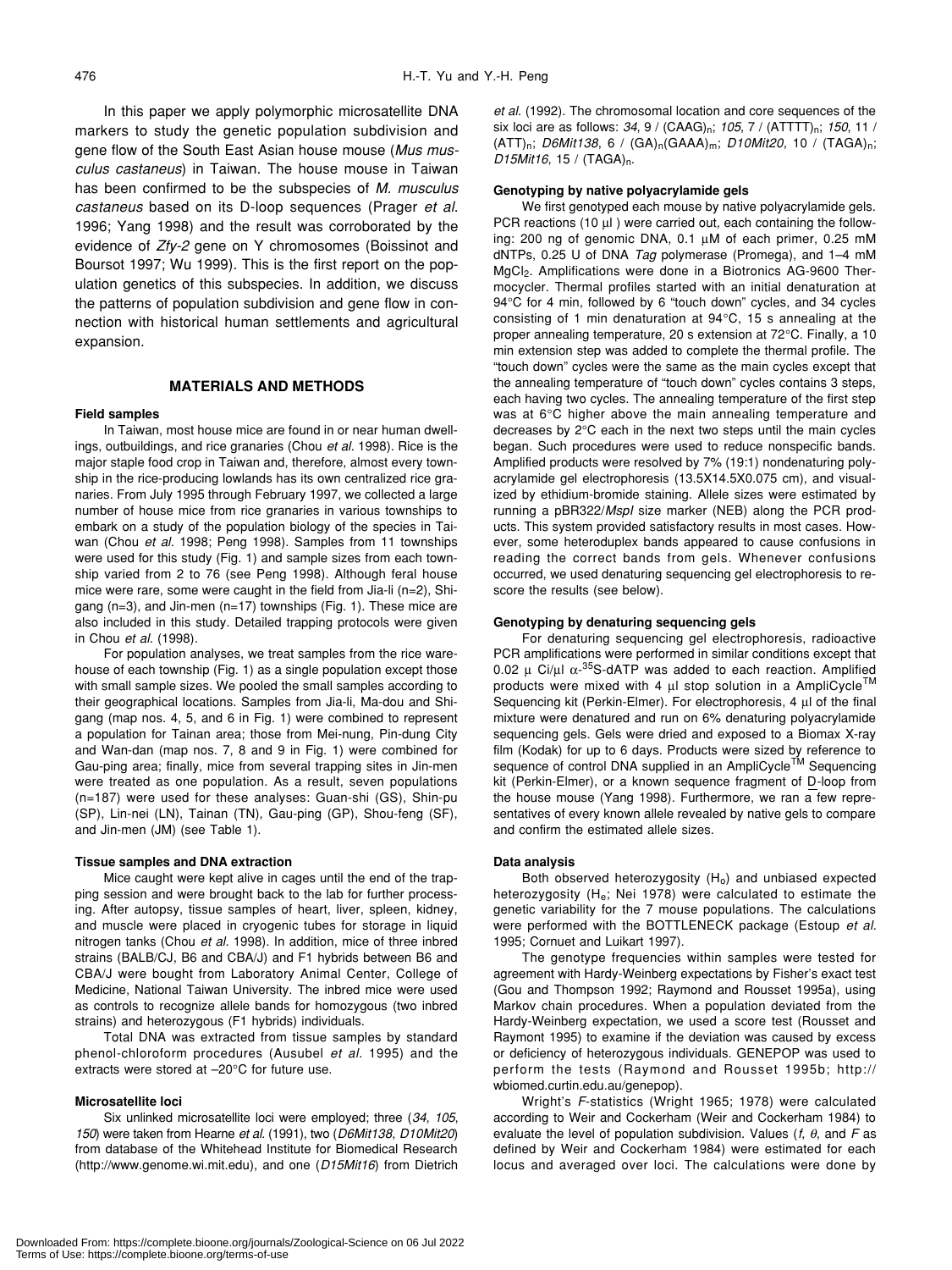In this paper we apply polymorphic microsatellite DNA markers to study the genetic population subdivision and gene flow of the South East Asian house mouse (*Mus musculus castaneus*) in Taiwan. The house mouse in Taiwan has been confirmed to be the subspecies of *M. musculus castaneus* based on its D-loop sequences (Prager *et al.* 1996; Yang 1998) and the result was corroborated by the evidence of *Zfy-2* gene on Y chromosomes (Boissinot and Boursot 1997; Wu 1999). This is the first report on the population genetics of this subspecies. In addition, we discuss the patterns of population subdivision and gene flow in connection with historical human settlements and agricultural expansion.

## MATERIALS AND METHODS

### Field samples

In Taiwan, most house mice are found in or near human dwellings, outbuildings, and rice granaries (Chou *et al.* 1998). Rice is the major staple food crop in Taiwan and, therefore, almost every township in the rice-producing lowlands has its own centralized rice granaries. From July 1995 through February 1997, we collected a large number of house mice from rice granaries in various townships to embark on a study of the population biology of the species in Taiwan (Chou *et al.* 1998; Peng 1998). Samples from 11 townships were used for this study (Fig. 1) and sample sizes from each township varied from 2 to 76 (see Peng 1998). Although feral house mice were rare, some were caught in the field from Jia-li (n=2), Shigang (n=3), and Jin-men (n=17) townships (Fig. 1). These mice are also included in this study. Detailed trapping protocols were given in Chou *et al.* (1998).

For population analyses, we treat samples from the rice warehouse of each township (Fig. 1) as a single population except those with small sample sizes. We pooled the small samples according to their geographical locations. Samples from Jia-li, Ma-dou and Shigang (map nos. 4, 5, and 6 in Fig. 1) were combined to represent a population for Tainan area; those from Mei-nung, Pin-dung City and Wan-dan (map nos. 7, 8 and 9 in Fig. 1) were combined for Gau-ping area; finally, mice from several trapping sites in Jin-men were treated as one population. As a result, seven populations (n=187) were used for these analyses: Guan-shi (GS), Shin-pu (SP), Lin-nei (LN), Tainan (TN), Gau-ping (GP), Shou-feng (SF), and Jin-men (JM) (see Table 1).

### Tissue samples and DNA extraction

Mice caught were kept alive in cages until the end of the trapping session and were brought back to the lab for further processing. After autopsy, tissue samples of heart, liver, spleen, kidney, and muscle were placed in cryogenic tubes for storage in liquid nitrogen tanks (Chou *et al.* 1998). In addition, mice of three inbred strains (BALB/CJ, B6 and CBA/J) and F1 hybrids between B6 and CBA/J were bought from Laboratory Animal Center, College of Medicine, National Taiwan University. The inbred mice were used as controls to recognize allele bands for homozygous (two inbred strains) and heterozygous (F1 hybrids) individuals.

Total DNA was extracted from tissue samples by standard phenol-chloroform procedures (Ausubel *et al.* 1995) and the extracts were stored at –20°C for future use.

### Microsatellite loci

Six unlinked microsatellite loci were employed; three (*34*, *105*, *150*) were taken from Hearne *et al.* (1991), two (*D6Mit138*, *D10Mit20*) from database of the Whitehead Institute for Biomedical Research (http://www.genome.wi.mit.edu), and one (*D15Mit16*) from Dietrich *et al.* (1992). The chromosomal location and core sequences of the six loci are as follows: *34*, 9 / $(CAAG)_n$; *105*, 7 / $(ATTTT)_n$; *150*, 11 / $(ATT)_n$; *D6Mit138*, 6 / $(GA)_n(GAAA)_m$; *D10Mit20*, 10 / $(TAGA)_n$; *D15Mit16*, 15 / $(TAGA)_n$.

### Genotyping by native polyacrylamide gels

We first genotyped each mouse by native polyacrylamide gels. PCR reactions (10 μl ) were carried out, each containing the following: 200 ng of genomic DNA, 0.1 μM of each primer, 0.25 mM dNTPs, 0.25 U of DNA *Tag* polymerase (Promega), and 1–4 mM $MgCl_2$. Amplifications were done in a Biotronics AG-9600 Thermocycler. Thermal profiles started with an initial denaturation at 94°C for 4 min, followed by 6 "touch down" cycles, and 34 cycles consisting of 1 min denaturation at 94°C, 15 s annealing at the proper annealing temperature, 20 s extension at 72°C. Finally, a 10 min extension step was added to complete the thermal profile. The "touch down" cycles were the same as the main cycles except that the annealing temperature of "touch down" cycles contains 3 steps, each having two cycles. The annealing temperature of the first step was at 6°C higher above the main annealing temperature and decreases by 2°C each in the next two steps until the main cycles began. Such procedures were used to reduce nonspecific bands. Amplified products were resolved by 7% (19:1) nondenaturing polyacrylamide gel electrophoresis (13.5X14.5X0.075 cm), and visualized by ethidium-bromide staining. Allele sizes were estimated by running a pBR322/*MspI* size marker (NEB) along the PCR products. This system provided satisfactory results in most cases. However, some heteroduplex bands appeared to cause confusions in reading the correct bands from gels. Whenever confusions occurred, we used denaturing sequencing gel electrophoresis to rescore the results (see below).

### Genotyping by denaturing sequencing gels

For denaturing sequencing gel electrophoresis, radioactive PCR amplifications were performed in similar conditions except that 0.02 μ Ci/μl $\alpha$-$^{35}$S-dATP was added to each reaction. Amplified products were mixed with 4 μl stop solution in a AmpliCycle™ Sequencing kit (Perkin-Elmer). For electrophoresis, 4 μl of the final mixture were denatured and run on 6% denaturing polyacrylamide sequencing gels. Gels were dried and exposed to a Biomax X-ray film (Kodak) for up to 6 days. Products were sized by reference to sequence of control DNA supplied in an AmpliCycle™ Sequencing kit (Perkin-Elmer), or a known sequence fragment of D-loop from the house mouse (Yang 1998). Furthermore, we ran a few representatives of every known allele revealed by native gels to compare and confirm the estimated allele sizes.

### Data analysis

Both observed heterozygosity ($H_o$) and unbiased expected heterozygosity ($H_e$; Nei 1978) were calculated to estimate the genetic variability for the 7 mouse populations. The calculations were performed with the BOTTLENECK package (Estoup *et al.* 1995; Cornuet and Luikart 1997).

The genotype frequencies within samples were tested for agreement with Hardy-Weinberg expectations by Fisher's exact test (Gou and Thompson 1992; Raymond and Rousset 1995a), using Markov chain procedures. When a population deviated from the Hardy-Weinberg expectation, we used a score test (Rousset and Raymont 1995) to examine if the deviation was caused by excess or deficiency of heterozygous individuals. GENEPOP was used to perform the tests (Raymond and Rousset 1995b; http://wbiomed.curtin.edu.au/genepop).

Wright's *F*-statistics (Wright 1965; 1978) were calculated according to Weir and Cockerham (Weir and Cockerham 1984) to evaluate the level of population subdivision. Values ($f$, $\theta$, and $F$ as defined by Weir and Cockerham 1984) were estimated for each locus and averaged over loci. The calculations were done by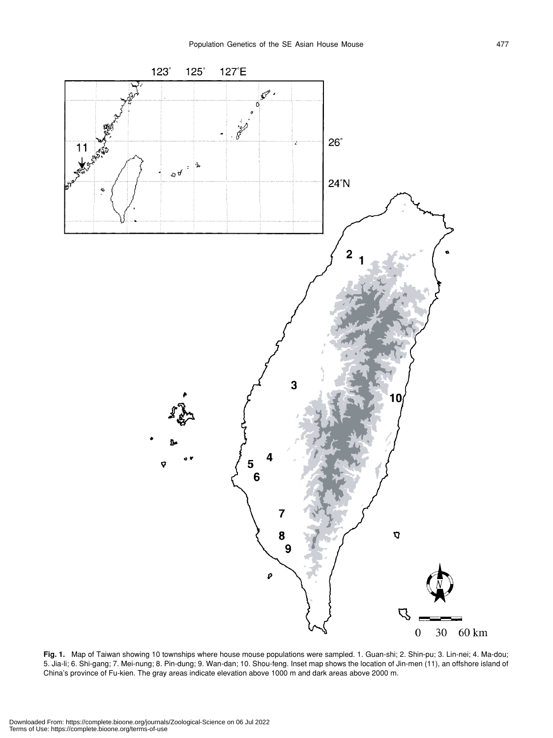**Fig. 1.** Map of Taiwan showing 10 townships where house mouse populations were sampled. 1. Guan-shi; 2. Shin-pu; 3. Lin-nei; 4. Ma-dou; 5. Jia-li; 6. Shi-gang; 7. Mei-nung; 8. Pin-dung; 9. Wan-dan; 10. Shou-feng. Inset map shows the location of Jin-men (11), an offshore island of China's province of Fu-kien. The gray areas indicate elevation above 1000 m and dark areas above 2000 m.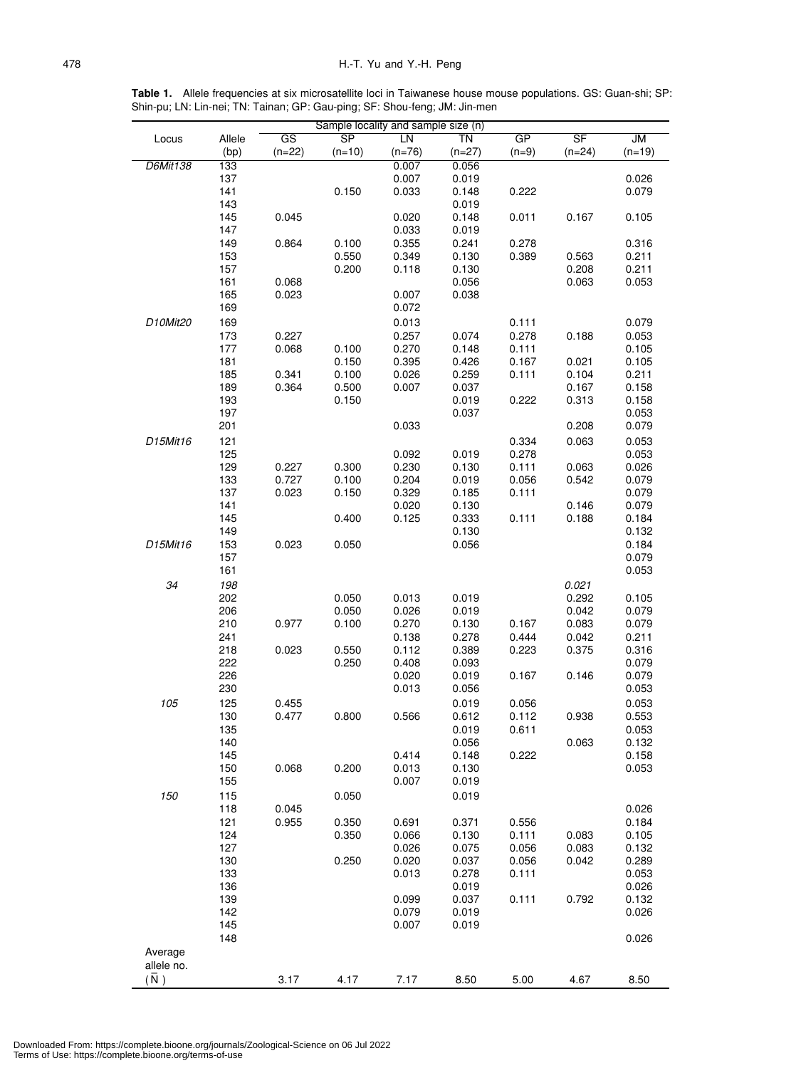**Table 1.** Allele frequencies at six microsatellite loci in Taiwanese house mouse populations. GS: Guan-shi; SP: Shin-pu; LN: Lin-nei; TN: Tainan; GP: Gau-ping; SF: Shou-feng; JM: Jin-men

| Locus | Allele (bp) | GS (n=22) | SP (n=10) | LN (n=76) | TN (n=27) | GP (n=9) | SF (n=24) | JM (n=19) |
|---|---|---|---|---|---|---|---|---|
| *D6Mit138* | 133 | | | 0.007 | 0.056 | | | |
| | 137 | | | 0.007 | 0.019 | | | 0.026 |
| | 141 | | 0.150 | 0.033 | 0.148 | 0.222 | | 0.079 |
| | 143 | | | | 0.019 | | | |
| | 145 | 0.045 | | 0.020 | 0.148 | 0.011 | 0.167 | 0.105 |
| | 147 | | | 0.033 | 0.019 | | | |
| | 149 | 0.864 | 0.100 | 0.355 | 0.241 | 0.278 | | 0.316 |
| | 153 | | 0.550 | 0.349 | 0.130 | 0.389 | 0.563 | 0.211 |
| | 157 | | 0.200 | 0.118 | 0.130 | | 0.208 | 0.211 |
| | 161 | 0.068 | | | 0.056 | | 0.063 | 0.053 |
| | 165 | 0.023 | | 0.007 | 0.038 | | | |
| | 169 | | | 0.072 | | | | |
| *D10Mit20* | 169 | | | 0.013 | | 0.111 | | 0.079 |
| | 173 | 0.227 | | 0.257 | 0.074 | 0.278 | 0.188 | 0.053 |
| | 177 | 0.068 | 0.100 | 0.270 | 0.148 | 0.111 | | 0.105 |
| | 181 | | 0.150 | 0.395 | 0.426 | 0.167 | 0.021 | 0.105 |
| | 185 | 0.341 | 0.100 | 0.026 | 0.259 | 0.111 | 0.104 | 0.211 |
| | 189 | 0.364 | 0.500 | 0.007 | 0.037 | | 0.167 | 0.158 |
| | 193 | | 0.150 | | 0.019 | 0.222 | 0.313 | 0.158 |
| | 197 | | | | 0.037 | | | 0.053 |
| | 201 | | | 0.033 | | | 0.208 | 0.079 |
| *D15Mit16* | 121 | | | | | 0.334 | 0.063 | 0.053 |
| | 125 | | | 0.092 | 0.019 | 0.278 | | 0.053 |
| | 129 | 0.227 | 0.300 | 0.230 | 0.130 | 0.111 | 0.063 | 0.026 |
| | 133 | 0.727 | 0.100 | 0.204 | 0.019 | 0.056 | 0.542 | 0.079 |
| | 137 | 0.023 | 0.150 | 0.329 | 0.185 | 0.111 | | 0.079 |
| | 141 | | | 0.020 | 0.130 | | 0.146 | 0.079 |
| | 145 | | 0.400 | 0.125 | 0.333 | 0.111 | 0.188 | 0.184 |
| | 149 | | | | 0.130 | | | 0.132 |
| *D15Mit16* | 153 | 0.023 | 0.050 | | 0.056 | | | 0.184 |
| | 157 | | | | | | | 0.079 |
| | 161 | | | | | | | 0.053 |
| *34* | *198* | | | | | | *0.021* | |
| | 202 | | 0.050 | 0.013 | 0.019 | | 0.292 | 0.105 |
| | 206 | | 0.050 | 0.026 | 0.019 | | 0.042 | 0.079 |
| | 210 | 0.977 | 0.100 | 0.270 | 0.130 | 0.167 | 0.083 | 0.079 |
| | 241 | | | 0.138 | 0.278 | 0.444 | 0.042 | 0.211 |
| | 218 | 0.023 | 0.550 | 0.112 | 0.389 | 0.223 | 0.375 | 0.316 |
| | 222 | | 0.250 | 0.408 | 0.093 | | | 0.079 |
| | 226 | | | 0.020 | 0.019 | 0.167 | 0.146 | 0.079 |
| | 230 | | | 0.013 | 0.056 | | | 0.053 |
| *105* | 125 | 0.455 | | | 0.019 | 0.056 | | 0.053 |
| | 130 | 0.477 | 0.800 | 0.566 | 0.612 | 0.112 | 0.938 | 0.553 |
| | 135 | | | | 0.019 | 0.611 | | 0.053 |
| | 140 | | | | 0.056 | | 0.063 | 0.132 |
| | 145 | | | 0.414 | 0.148 | 0.222 | | 0.158 |
| | 150 | 0.068 | 0.200 | 0.013 | 0.130 | | | 0.053 |
| | 155 | | | 0.007 | 0.019 | | | |
| *150* | 115 | | 0.050 | | 0.019 | | | |
| | 118 | 0.045 | | | | | | 0.026 |
| | 121 | 0.955 | 0.350 | 0.691 | 0.371 | 0.556 | | 0.184 |
| | 124 | | 0.350 | 0.066 | 0.130 | 0.111 | 0.083 | 0.105 |
| | 127 | | | 0.026 | 0.075 | 0.056 | 0.083 | 0.132 |
| | 130 | | 0.250 | 0.020 | 0.037 | 0.056 | 0.042 | 0.289 |
| | 133 | | | 0.013 | 0.278 | 0.111 | | 0.053 |
| | 136 | | | | 0.019 | | | 0.026 |
| | 139 | | | 0.099 | 0.037 | 0.111 | 0.792 | 0.132 |
| | 142 | | | 0.079 | 0.019 | | | 0.026 |
| | 145 | | | 0.007 | 0.019 | | | |
| | 148 | | | | | | | 0.026 |
| Average allele no. ($\bar{N}$) | | 3.17 | 4.17 | 7.17 | 8.50 | 5.00 | 4.67 | 8.50 |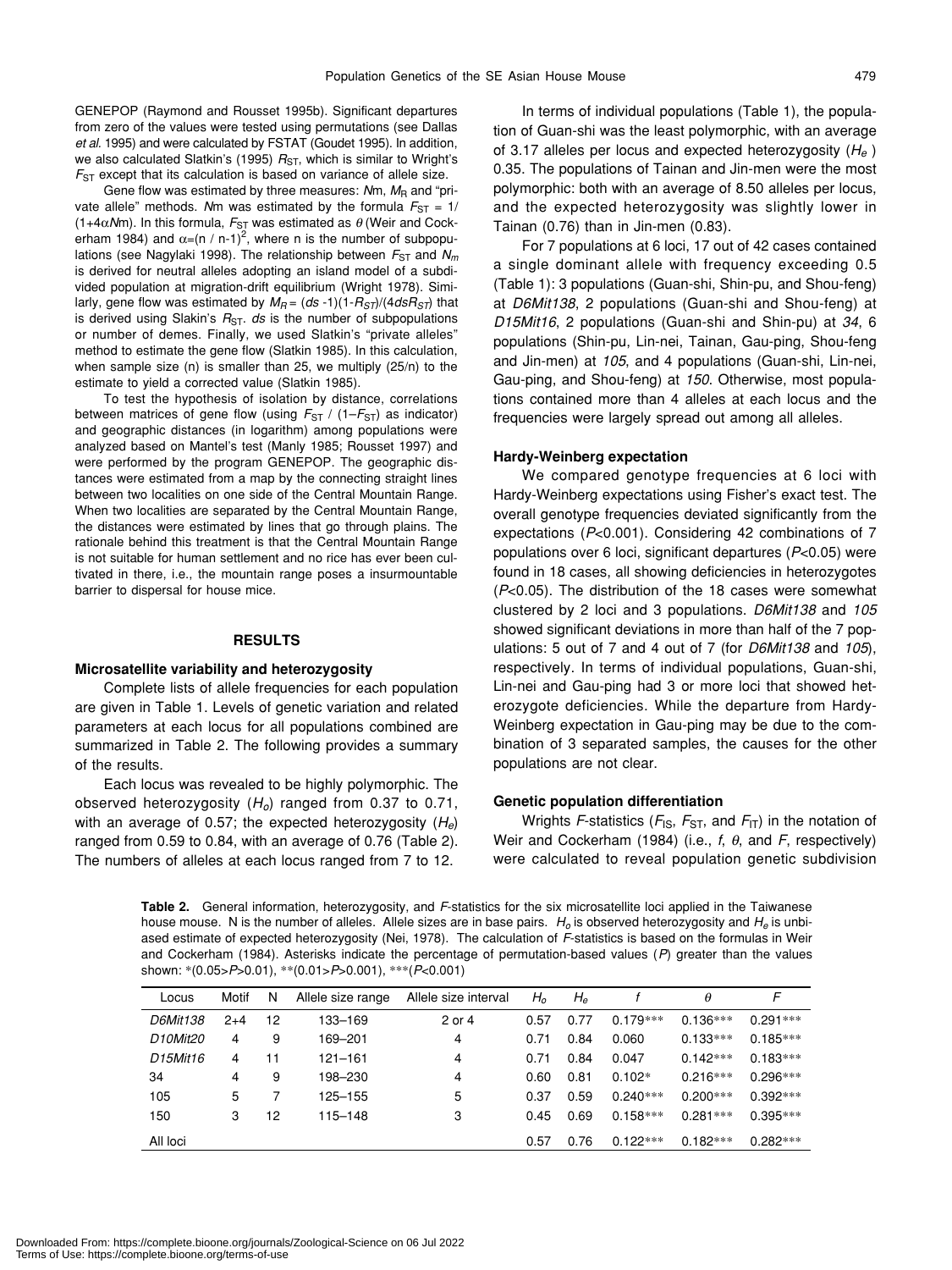GENEPOP (Raymond and Rousset 1995b). Significant departures from zero of the values were tested using permutations (see Dallas *et al.* 1995) and were calculated by FSTAT (Goudet 1995). In addition, we also calculated Slatkin's (1995) $R_{ST}$, which is similar to Wright's $F_{ST}$ except that its calculation is based on variance of allele size.

Gene flow was estimated by three measures: $Nm$, $M_R$ and "private allele" methods. $Nm$ was estimated by the formula $F_{ST} = 1/(1{+}4\alpha Nm)$. In this formula, $F_{ST}$ was estimated as $\theta$ (Weir and Cockerham 1984) and $\alpha=(n / n\text{-}1)^2$, where n is the number of subpopulations (see Nagylaki 1998). The relationship between $F_{ST}$ and $N_m$ is derived for neutral alleles adopting an island model of a subdivided population at migration-drift equilibrium (Wright 1978). Similarly, gene flow was estimated by $M_R = (ds\ \text{-}1)(1\text{-}R_{ST})/(4dsR_{ST})$ that is derived using Slakin's $R_{ST}$. $ds$ is the number of subpopulations or number of demes. Finally, we used Slatkin's "private alleles" method to estimate the gene flow (Slatkin 1985). In this calculation, when sample size (n) is smaller than 25, we multiply (25/n) to the estimate to yield a corrected value (Slatkin 1985).

To test the hypothesis of isolation by distance, correlations between matrices of gene flow (using $F_{ST}$ / (1–$F_{ST}$) as indicator) and geographic distances (in logarithm) among populations were analyzed based on Mantel's test (Manly 1985; Rousset 1997) and were performed by the program GENEPOP. The geographic distances were estimated from a map by the connecting straight lines between two localities on one side of the Central Mountain Range. When two localities are separated by the Central Mountain Range, the distances were estimated by lines that go through plains. The rationale behind this treatment is that the Central Mountain Range is not suitable for human settlement and no rice has ever been cultivated in there, i.e., the mountain range poses a insurmountable barrier to dispersal for house mice.

## RESULTS

### Microsatellite variability and heterozygosity

Complete lists of allele frequencies for each population are given in Table 1. Levels of genetic variation and related parameters at each locus for all populations combined are summarized in Table 2. The following provides a summary of the results.

Each locus was revealed to be highly polymorphic. The observed heterozygosity ($H_o$) ranged from 0.37 to 0.71, with an average of 0.57; the expected heterozygosity ($H_e$) ranged from 0.59 to 0.84, with an average of 0.76 (Table 2). The numbers of alleles at each locus ranged from 7 to 12.

In terms of individual populations (Table 1), the population of Guan-shi was the least polymorphic, with an average of 3.17 alleles per locus and expected heterozygosity ($H_e$) 0.35. The populations of Tainan and Jin-men were the most polymorphic: both with an average of 8.50 alleles per locus, and the expected heterozygosity was slightly lower in Tainan (0.76) than in Jin-men (0.83).

For 7 populations at 6 loci, 17 out of 42 cases contained a single dominant allele with frequency exceeding 0.5 (Table 1): 3 populations (Guan-shi, Shin-pu, and Shou-feng) at *D6Mit138*, 2 populations (Guan-shi and Shou-feng) at *D15Mit16*, 2 populations (Guan-shi and Shin-pu) at *34*, 6 populations (Shin-pu, Lin-nei, Tainan, Gau-ping, Shou-feng and Jin-men) at *105*, and 4 populations (Guan-shi, Lin-nei, Gau-ping, and Shou-feng) at *150*. Otherwise, most populations contained more than 4 alleles at each locus and the frequencies were largely spread out among all alleles.

### Hardy-Weinberg expectation

We compared genotype frequencies at 6 loci with Hardy-Weinberg expectations using Fisher's exact test. The overall genotype frequencies deviated significantly from the expectations ($P$<0.001). Considering 42 combinations of 7 populations over 6 loci, significant departures ($P$<0.05) were found in 18 cases, all showing deficiencies in heterozygotes ($P$<0.05). The distribution of the 18 cases were somewhat clustered by 2 loci and 3 populations. *D6Mit138* and *105* showed significant deviations in more than half of the 7 populations: 5 out of 7 and 4 out of 7 (for *D6Mit138* and *105*), respectively. In terms of individual populations, Guan-shi, Lin-nei and Gau-ping had 3 or more loci that showed heterozygote deficiencies. While the departure from Hardy-Weinberg expectation in Gau-ping may be due to the combination of 3 separated samples, the causes for the other populations are not clear.

### Genetic population differentiation

Wrights $F$-statistics ($F_{IS}$, $F_{ST}$, and $F_{IT}$) in the notation of Weir and Cockerham (1984) (i.e., $f$, $\theta$, and $F$, respectively) were calculated to reveal population genetic subdivision

**Table 2.** General information, heterozygosity, and $F$-statistics for the six microsatellite loci applied in the Taiwanese house mouse. N is the number of alleles. Allele sizes are in base pairs. $H_o$ is observed heterozygosity and $H_e$ is unbiased estimate of expected heterozygosity (Nei, 1978). The calculation of $F$-statistics is based on the formulas in Weir and Cockerham (1984). Asterisks indicate the percentage of permutation-based values ($P$) greater than the values shown: *(0.05>$P$>0.01), **(0.01>$P$>0.001), ***($P$<0.001)

| Locus | Motif | N | Allele size range | Allele size interval | $H_o$ | $H_e$ | $f$ | $\theta$ | $F$ |
|---|---|---|---|---|---|---|---|---|---|
| *D6Mit138* | 2+4 | 12 | 133–169 | 2 or 4 | 0.57 | 0.77 | 0.179*** | 0.136*** | 0.291*** |
| *D10Mit20* | 4 | 9 | 169–201 | 4 | 0.71 | 0.84 | 0.060 | 0.133*** | 0.185*** |
| *D15Mit16* | 4 | 11 | 121–161 | 4 | 0.71 | 0.84 | 0.047 | 0.142*** | 0.183*** |
| 34 | 4 | 9 | 198–230 | 4 | 0.60 | 0.81 | 0.102* | 0.216*** | 0.296*** |
| 105 | 5 | 7 | 125–155 | 5 | 0.37 | 0.59 | 0.240*** | 0.200*** | 0.392*** |
| 150 | 3 | 12 | 115–148 | 3 | 0.45 | 0.69 | 0.158*** | 0.281*** | 0.395*** |
| All loci | | | | | 0.57 | 0.76 | 0.122*** | 0.182*** | 0.282*** |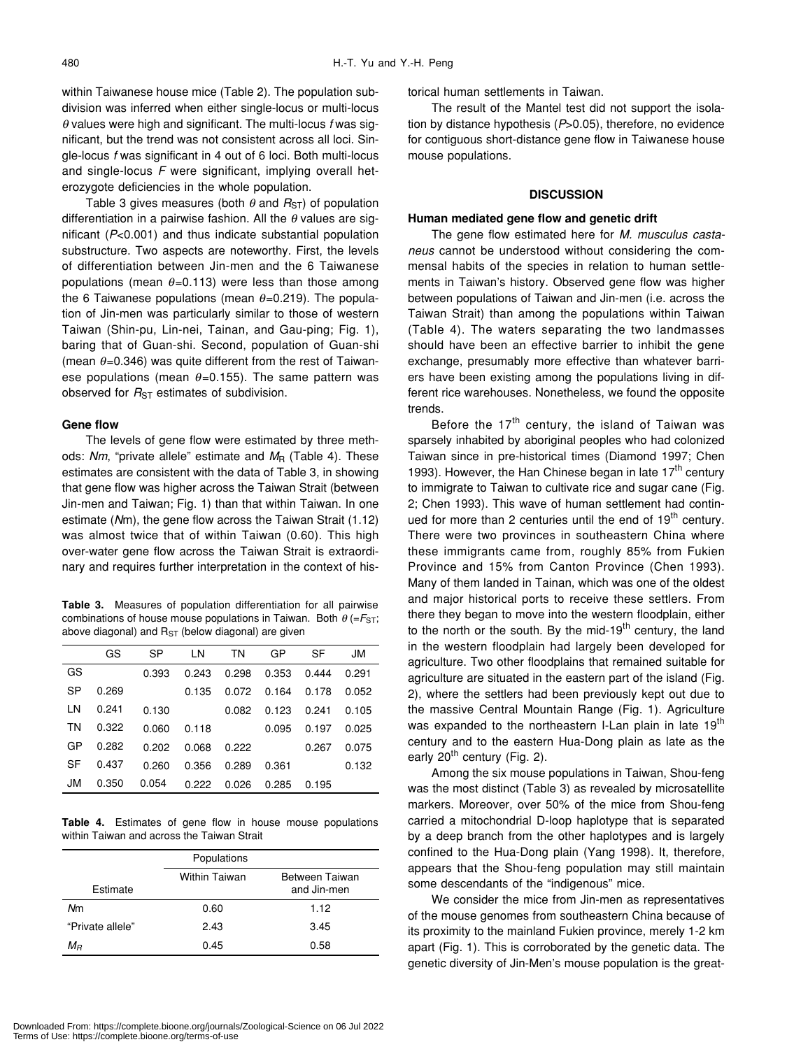within Taiwanese house mice (Table 2). The population subdivision was inferred when either single-locus or multi-locus $\theta$ values were high and significant. The multi-locus $f$ was significant, but the trend was not consistent across all loci. Single-locus $f$ was significant in 4 out of 6 loci. Both multi-locus and single-locus $F$ were significant, implying overall heterozygote deficiencies in the whole population.

Table 3 gives measures (both $\theta$ and $R_{ST}$) of population differentiation in a pairwise fashion. All the $\theta$ values are significant ($P$<0.001) and thus indicate substantial population substructure. Two aspects are noteworthy. First, the levels of differentiation between Jin-men and the 6 Taiwanese populations (mean $\theta$=0.113) were less than those among the 6 Taiwanese populations (mean $\theta$=0.219). The population of Jin-men was particularly similar to those of western Taiwan (Shin-pu, Lin-nei, Tainan, and Gau-ping; Fig. 1), baring that of Guan-shi. Second, population of Guan-shi (mean $\theta$=0.346) was quite different from the rest of Taiwanese populations (mean $\theta$=0.155). The same pattern was observed for $R_{ST}$ estimates of subdivision.

### Gene flow

The levels of gene flow were estimated by three methods: $Nm$, "private allele" estimate and $M_R$ (Table 4). These estimates are consistent with the data of Table 3, in showing that gene flow was higher across the Taiwan Strait (between Jin-men and Taiwan; Fig. 1) than that within Taiwan. In one estimate ($N$m), the gene flow across the Taiwan Strait (1.12) was almost twice that of within Taiwan (0.60). This high over-water gene flow across the Taiwan Strait is extraordinary and requires further interpretation in the context of historical human settlements in Taiwan.

The result of the Mantel test did not support the isolation by distance hypothesis ($P$>0.05), therefore, no evidence for contiguous short-distance gene flow in Taiwanese house mouse populations.

**Table 3.** Measures of population differentiation for all pairwise combinations of house mouse populations in Taiwan. Both $\theta$ (=$F_{ST}$; above diagonal) and $R_{ST}$ (below diagonal) are given

| | GS | SP | LN | TN | GP | SF | JM |
|---|---|---|---|---|---|---|---|
| GS | | 0.393 | 0.243 | 0.298 | 0.353 | 0.444 | 0.291 |
| SP | 0.269 | | 0.135 | 0.072 | 0.164 | 0.178 | 0.052 |
| LN | 0.241 | 0.130 | | 0.082 | 0.123 | 0.241 | 0.105 |
| TN | 0.322 | 0.060 | 0.118 | | 0.095 | 0.197 | 0.025 |
| GP | 0.282 | 0.202 | 0.068 | 0.222 | | 0.267 | 0.075 |
| SF | 0.437 | 0.260 | 0.356 | 0.289 | 0.361 | | 0.132 |
| JM | 0.350 | 0.054 | 0.222 | 0.026 | 0.285 | 0.195 | |

**Table 4.** Estimates of gene flow in house mouse populations within Taiwan and across the Taiwan Strait

| | Populations | |
|---|---|---|
| Estimate | Within Taiwan | Between Taiwan and Jin-men |
| $N$m | 0.60 | 1.12 |
| "Private allele" | 2.43 | 3.45 |
| $M_R$ | 0.45 | 0.58 |

## DISCUSSION

### Human mediated gene flow and genetic drift

The gene flow estimated here for *M. musculus castaneus* cannot be understood without considering the commensal habits of the species in relation to human settlements in Taiwan's history. Observed gene flow was higher between populations of Taiwan and Jin-men (i.e. across the Taiwan Strait) than among the populations within Taiwan (Table 4). The waters separating the two landmasses should have been an effective barrier to inhibit the gene exchange, presumably more effective than whatever barriers have been existing among the populations living in different rice warehouses. Nonetheless, we found the opposite trends.

Before the 17$^{th}$ century, the island of Taiwan was sparsely inhabited by aboriginal peoples who had colonized Taiwan since in pre-historical times (Diamond 1997; Chen 1993). However, the Han Chinese began in late 17$^{th}$ century to immigrate to Taiwan to cultivate rice and sugar cane (Fig. 2; Chen 1993). This wave of human settlement had continued for more than 2 centuries until the end of 19$^{th}$ century. There were two provinces in southeastern China where these immigrants came from, roughly 85% from Fukien Province and 15% from Canton Province (Chen 1993). Many of them landed in Tainan, which was one of the oldest and major historical ports to receive these settlers. From there they began to move into the western floodplain, either to the north or the south. By the mid-19$^{th}$ century, the land in the western floodplain had largely been developed for agriculture. Two other floodplains that remained suitable for agriculture are situated in the eastern part of the island (Fig. 2), where the settlers had been previously kept out due to the massive Central Mountain Range (Fig. 1). Agriculture was expanded to the northeastern I-Lan plain in late 19$^{th}$ century and to the eastern Hua-Dong plain as late as the early 20$^{th}$ century (Fig. 2).

Among the six mouse populations in Taiwan, Shou-feng was the most distinct (Table 3) as revealed by microsatellite markers. Moreover, over 50% of the mice from Shou-feng carried a mitochondrial D-loop haplotype that is separated by a deep branch from the other haplotypes and is largely confined to the Hua-Dong plain (Yang 1998). It, therefore, appears that the Shou-feng population may still maintain some descendants of the "indigenous" mice.

We consider the mice from Jin-men as representatives of the mouse genomes from southeastern China because of its proximity to the mainland Fukien province, merely 1-2 km apart (Fig. 1). This is corroborated by the genetic data. The genetic diversity of Jin-Men's mouse population is the great-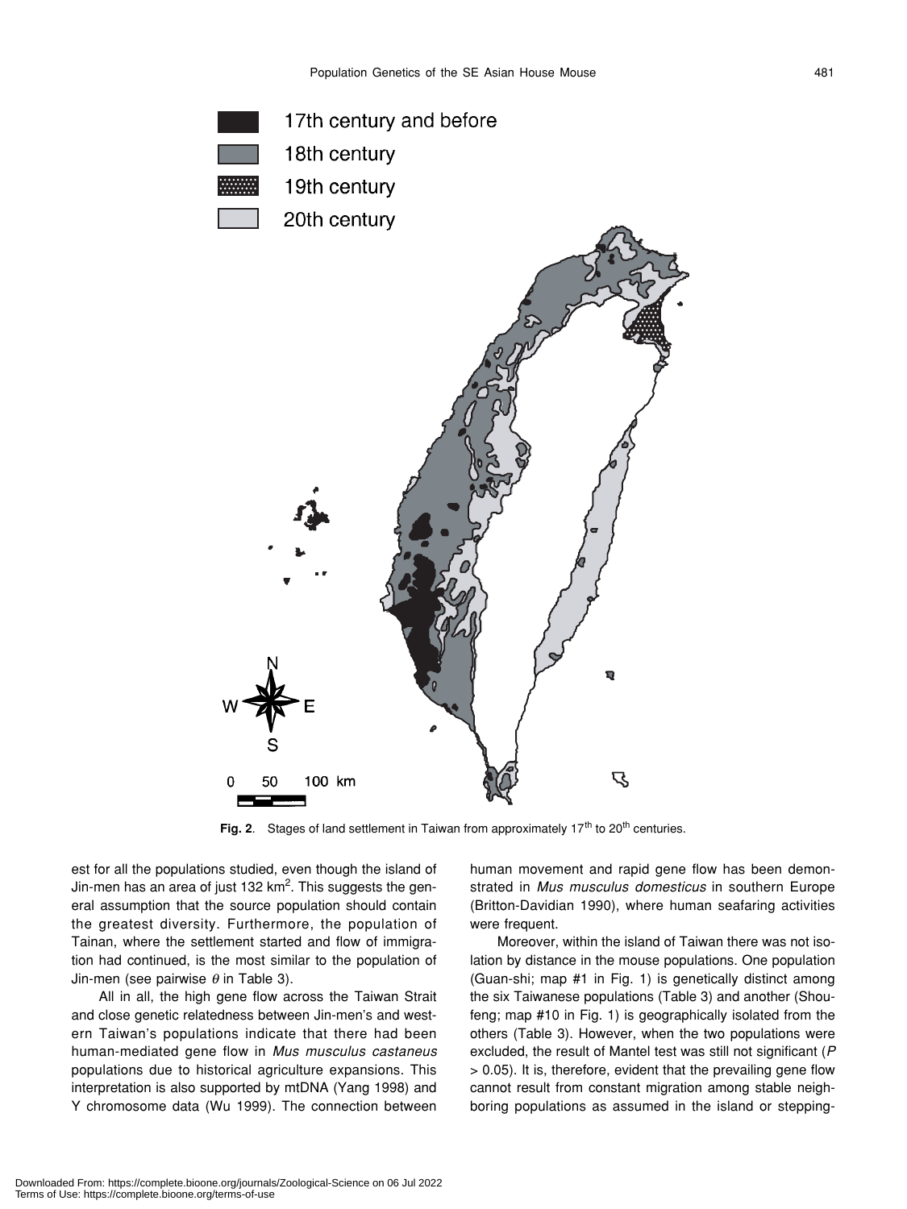**Fig. 2**. Stages of land settlement in Taiwan from approximately 17th to 20th centuries.

est for all the populations studied, even though the island of Jin-men has an area of just 132 km$^2$. This suggests the general assumption that the source population should contain the greatest diversity. Furthermore, the population of Tainan, where the settlement started and flow of immigration had continued, is the most similar to the population of Jin-men (see pairwise $\theta$ in Table 3).

All in all, the high gene flow across the Taiwan Strait and close genetic relatedness between Jin-men's and western Taiwan's populations indicate that there had been human-mediated gene flow in *Mus musculus castaneus* populations due to historical agriculture expansions. This interpretation is also supported by mtDNA (Yang 1998) and Y chromosome data (Wu 1999). The connection between human movement and rapid gene flow has been demonstrated in *Mus musculus domesticus* in southern Europe (Britton-Davidian 1990), where human seafaring activities were frequent.

Moreover, within the island of Taiwan there was not isolation by distance in the mouse populations. One population (Guan-shi; map #1 in Fig. 1) is genetically distinct among the six Taiwanese populations (Table 3) and another (Shou-feng; map #10 in Fig. 1) is geographically isolated from the others (Table 3). However, when the two populations were excluded, the result of Mantel test was still not significant ($P > 0.05$). It is, therefore, evident that the prevailing gene flow cannot result from constant migration among stable neighboring populations as assumed in the island or stepping-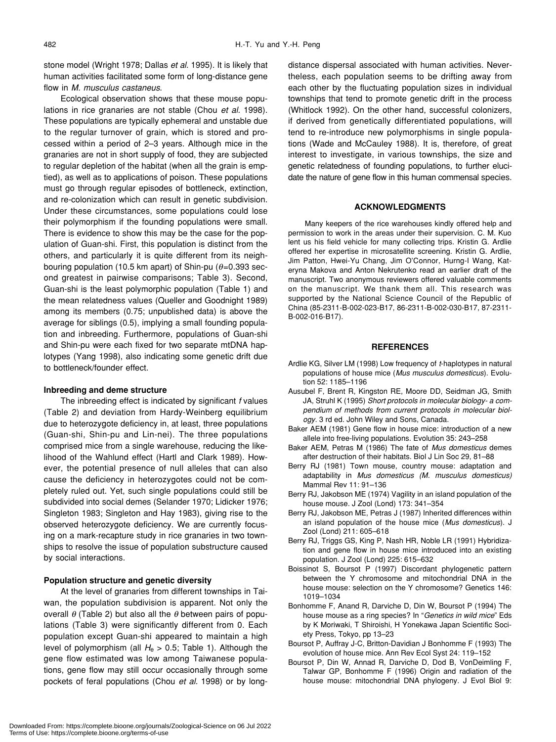stone model (Wright 1978; Dallas *et al.* 1995). It is likely that human activities facilitated some form of long-distance gene flow in *M. musculus castaneus*.

Ecological observation shows that these mouse populations in rice granaries are not stable (Chou *et al.* 1998). These populations are typically ephemeral and unstable due to the regular turnover of grain, which is stored and processed within a period of 2–3 years. Although mice in the granaries are not in short supply of food, they are subjected to regular depletion of the habitat (when all the grain is emptied), as well as to applications of poison. These populations must go through regular episodes of bottleneck, extinction, and re-colonization which can result in genetic subdivision. Under these circumstances, some populations could lose their polymorphism if the founding populations were small. There is evidence to show this may be the case for the population of Guan-shi. First, this population is distinct from the others, and particularly it is quite different from its neighbouring population (10.5 km apart) of Shin-pu ($\theta$=0.393 second greatest in pairwise comparisons; Table 3). Second, Guan-shi is the least polymorphic population (Table 1) and the mean relatedness values (Queller and Goodnight 1989) among its members (0.75; unpublished data) is above the average for siblings (0.5), implying a small founding population and inbreeding. Furthermore, populations of Guan-shi and Shin-pu were each fixed for two separate mtDNA haplotypes (Yang 1998), also indicating some genetic drift due to bottleneck/founder effect.

### Inbreeding and deme structure

The inbreeding effect is indicated by significant *f* values (Table 2) and deviation from Hardy-Weinberg equilibrium due to heterozygote deficiency in, at least, three populations (Guan-shi, Shin-pu and Lin-nei). The three populations comprised mice from a single warehouse, reducing the likelihood of the Wahlund effect (Hartl and Clark 1989). However, the potential presence of null alleles that can also cause the deficiency in heterozygotes could not be completely ruled out. Yet, such single populations could still be subdivided into social demes (Selander 1970; Lidicker 1976; Singleton 1983; Singleton and Hay 1983), giving rise to the observed heterozygote deficiency. We are currently focusing on a mark-recapture study in rice granaries in two townships to resolve the issue of population substructure caused by social interactions.

### Population structure and genetic diversity

At the level of granaries from different townships in Taiwan, the population subdivision is apparent. Not only the overall $\theta$ (Table 2) but also all the $\theta$ between pairs of populations (Table 3) were significantly different from 0. Each population except Guan-shi appeared to maintain a high level of polymorphism (all $H_e > 0.5$; Table 1). Although the gene flow estimated was low among Taiwanese populations, gene flow may still occur occasionally through some pockets of feral populations (Chou *et al.* 1998) or by long-distance dispersal associated with human activities. Nevertheless, each population seems to be drifting away from each other by the fluctuating population sizes in individual townships that tend to promote genetic drift in the process (Whitlock 1992). On the other hand, successful colonizers, if derived from genetically differentiated populations, will tend to re-introduce new polymorphisms in single populations (Wade and McCauley 1988). It is, therefore, of great interest to investigate, in various townships, the size and genetic relatedness of founding populations, to further elucidate the nature of gene flow in this human commensal species.

## ACKNOWLEDGMENTS

Many keepers of the rice warehouses kindly offered help and permission to work in the areas under their supervision. C. M. Kuo lent us his field vehicle for many collecting trips. Kristin G. Ardlie offered her expertise in microsatellite screening. Kristin G. Ardlie, Jim Patton, Hwei-Yu Chang, Jim O'Connor, Hurng-I Wang, Kateryna Makova and Anton Nekrutenko read an earlier draft of the manuscript. Two anonymous reviewers offered valuable comments on the manuscript. We thank them all. This research was supported by the National Science Council of the Republic of China (85-2311-B-002-023-B17, 86-2311-B-002-030-B17, 87-2311-B-002-016-B17).

## REFERENCES

Ardlie KG, Silver LM (1998) Low frequency of *t*-haplotypes in natural populations of house mice (*Mus musculus domesticus*). Evolution 52: 1185–1196

Ausubel F, Brent R, Kingston RE, Moore DD, Seidman JG, Smith JA, Struhl K (1995) *Short protocols in molecular biology- a compendium of methods from current protocols in molecular biology*. 3 rd ed. John Wiley and Sons, Canada.

Baker AEM (1981) Gene flow in house mice: introduction of a new allele into free-living populations. Evolution 35: 243–258

Baker AEM, Petras M (1986) The fate of *Mus domesticus* demes after destruction of their habitats. Biol J Lin Soc 29, 81–88

Berry RJ (1981) Town mouse, country mouse: adaptation and adaptability in *Mus domesticus (M. musculus domesticus)* Mammal Rev 11: 91–136

Berry RJ, Jakobson ME (1974) Vagility in an island population of the house mouse. J Zool (Lond) 173: 341–354

Berry RJ, Jakobson ME, Petras J (1987) Inherited differences within an island population of the house mice (*Mus domesticus*). J Zool (Lond) 211: 605–618

Berry RJ, Triggs GS, King P, Nash HR, Noble LR (1991) Hybridization and gene flow in house mice introduced into an existing population. J Zool (Lond) 225: 615–632

Boissinot S, Boursot P (1997) Discordant phylogenetic pattern between the Y chromosome and mitochondrial DNA in the house mouse: selection on the Y chromosome? Genetics 146: 1019–1034

Bonhomme F, Anand R, Darviche D, Din W, Boursot P (1994) The house mouse as a ring species? In "*Genetics in wild mice*" Eds by K Moriwaki, T Shiroishi, H Yonekawa Japan Scientific Society Press, Tokyo, pp 13–23

Boursot P, Auffray J-C, Britton-Davidian J Bonhomme F (1993) The evolution of house mice. Ann Rev Ecol Syst 24: 119–152

Boursot P, Din W, Annad R, Darviche D, Dod B, VonDeimling F, Talwar GP, Bonhomme F (1996) Origin and radiation of the house mouse: mitochondrial DNA phylogeny. J Evol Biol 9: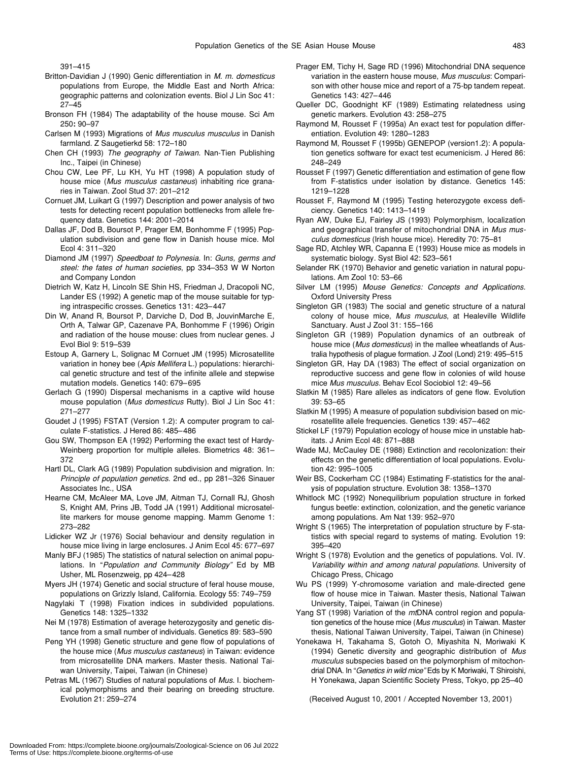391–415

Britton-Davidian J (1990) Genic differentiation in *M. m. domesticus* populations from Europe, the Middle East and North Africa: geographic patterns and colonization events. Biol J Lin Soc 41: 27–45

Bronson FH (1984) The adaptability of the house mouse. Sci Am 250**:** 90–97

Carlsen M (1993) Migrations of *Mus musculus musculus* in Danish farmland. Z Saugetierkd 58: 172–180

Chen CH (1993) *The geography of Taiwan*. Nan-Tien Publishing Inc., Taipei (in Chinese)

Chou CW, Lee PF, Lu KH, Yu HT (1998) A population study of house mice (*Mus musculus castaneus*) inhabiting rice granaries in Taiwan. Zool Stud 37: 201–212

Cornuet JM, Luikart G (1997) Description and power analysis of two tests for detecting recent population bottlenecks from allele frequency data. Genetics 144: 2001–2014

Dallas JF, Dod B, Boursot P, Prager EM, Bonhomme F (1995) Population subdivision and gene flow in Danish house mice. Mol Ecol 4: 311–320

Diamond JM (1997) *Speedboat to Polynesia*. In: *Guns, germs and steel: the fates of human societies*, pp 334–353 W W Norton and Company London

Dietrich W, Katz H, Lincoln SE Shin HS, Friedman J, Dracopoli NC, Lander ES (1992) A genetic map of the mouse suitable for typing intraspecific crosses. Genetics 131: 423–447

Din W, Anand R, Boursot P, Darviche D, Dod B, JouvinMarche E, Orth A, Talwar GP, Cazenave PA, Bonhomme F (1996) Origin and radiation of the house mouse: clues from nuclear genes. J Evol Biol 9: 519–539

Estoup A, Garnery L, Solignac M Cornuet JM (1995) Microsatellite variation in honey bee (*Apis Mellifera* L.) populations: hierarchical genetic structure and test of the infinite allele and stepwise mutation models. Genetics 140: 679–695

Gerlach G (1990) Dispersal mechanisms in a captive wild house mouse population (*Mus domesticus* Rutty). Biol J Lin Soc 41: 271–277

Goudet J (1995) FSTAT (Version 1.2): A computer program to calculate F-statistics. J Hered 86: 485–486

Gou SW, Thompson EA (1992) Performing the exact test of Hardy-Weinberg proportion for multiple alleles. Biometrics 48: 361–372

Hartl DL, Clark AG (1989) Population subdivision and migration. In: *Principle of population genetics*. 2nd ed., pp 281–326 Sinauer Associates Inc., USA

Hearne CM, McAleer MA, Love JM, Aitman TJ, Cornall RJ, Ghosh S, Knight AM, Prins JB, Todd JA (1991) Additional microsatellite markers for mouse genome mapping. Mamm Genome 1: 273–282

Lidicker WZ Jr (1976) Social behaviour and density regulation in house mice living in large enclosures. J Anim Ecol 45: 677–697

Manly BFJ (1985) The statistics of natural selection on animal populations. In "*Population and Community Biology"* Ed by MB Usher, ML Rosenzweig, pp 424–428

Myers JH (1974) Genetic and social structure of feral house mouse, populations on Grizzly Island, California. Ecology 55: 749–759

Nagylaki T (1998) Fixation indices in subdivided populations. Genetics 148: 1325–1332

Nei M (1978) Estimation of average heterozygosity and genetic distance from a small number of individuals. Genetics 89: 583–590

Peng YH (1998) Genetic structure and gene flow of populations of the house mice (*Mus musculus castaneus*) in Taiwan: evidence from microsatellite DNA markers. Master thesis. National Taiwan University, Taipei, Taiwan (in Chinese)

Petras ML (1967) Studies of natural populations of *Mus*. I. biochemical polymorphisms and their bearing on breeding structure. Evolution 21: 259–274

Prager EM, Tichy H, Sage RD (1996) Mitochondrial DNA sequence variation in the eastern house mouse, *Mus musculus*: Comparison with other house mice and report of a 75-bp tandem repeat. Genetics 143: 427–446

Queller DC, Goodnight KF (1989) Estimating relatedness using genetic markers. Evolution 43: 258–275

Raymond M, Rousset F (1995a) An exact test for population differentiation. Evolution 49: 1280–1283

Raymond M, Rousset F (1995b) GENEPOP (version1.2): A population genetics software for exact test ecumenicism. J Hered 86: 248–249

Rousset F (1997) Genetic differentiation and estimation of gene flow from F-statistics under isolation by distance. Genetics 145: 1219–1228

Rousset F, Raymond M (1995) Testing heterozygote excess deficiency. Genetics 140: 1413–1419

Ryan AW, Duke EJ, Fairley JS (1993) Polymorphism, localization and geographical transfer of mitochondrial DNA in *Mus musculus domesticus* (Irish house mice). Heredity 70: 75–81

Sage RD, Atchley WR, Capanna E (1993) House mice as models in systematic biology. Syst Biol 42: 523–561

Selander RK (1970) Behavior and genetic variation in natural populations. Am Zool 10: 53–66

Silver LM (1995) *Mouse Genetics: Concepts and Applications.* Oxford University Press

Singleton GR (1983) The social and genetic structure of a natural colony of house mice, *Mus musculus*, at Healeville Wildlife Sanctuary. Aust J Zool 31: 155–166

Singleton GR (1989) Population dynamics of an outbreak of house mice (*Mus domesticus*) in the mallee wheatlands of Australia hypothesis of plague formation. J Zool (Lond) 219: 495–515

Singleton GR, Hay DA (1983) The effect of social organization on reproductive success and gene flow in colonies of wild house mice *Mus musculus*. Behav Ecol Sociobiol 12: 49–56

Slatkin M (1985) Rare alleles as indicators of gene flow. Evolution 39: 53–65

Slatkin M (1995) A measure of population subdivision based on microsatellite allele frequencies. Genetics 139: 457–462

Stickel LF (1979) Population ecology of house mice in unstable habitats. J Anim Ecol 48: 871–888

Wade MJ, McCauley DE (1988) Extinction and recolonization: their effects on the genetic differentiation of local populations. Evolution 42: 995–1005

Weir BS, Cockerham CC (1984) Estimating F-statistics for the analysis of population structure. Evolution 38: 1358–1370

Whitlock MC (1992) Nonequilibrium population structure in forked fungus beetle: extinction, colonization, and the genetic variance among populations. Am Nat 139: 952–970

Wright S (1965) The interpretation of population structure by F-statistics with special regard to systems of mating. Evolution 19: 395–420

Wright S (1978) Evolution and the genetics of populations. Vol. IV. *Variability within and among natural populations*. University of Chicago Press, Chicago

Wu PS (1999) Y-chromosome variation and male-directed gene flow of house mice in Taiwan. Master thesis, National Taiwan University, Taipei, Taiwan (in Chinese)

Yang ST (1998) Variation of the *mt*DNA control region and population genetics of the house mice (*Mus musculus*) in Taiwan. Master thesis, National Taiwan University, Taipei, Taiwan (in Chinese)

Yonekawa H, Takahama S, Gotoh O, Miyashita N, Moriwaki K (1994) Genetic diversity and geographic distribution of *Mus musculus* subspecies based on the polymorphism of mitochondrial DNA. In "*Genetics in wild mice"* Eds by K Moriwaki, T Shiroishi, H Yonekawa, Japan Scientific Society Press, Tokyo, pp 25–40

(Received August 10, 2001 / Accepted November 13, 2001)